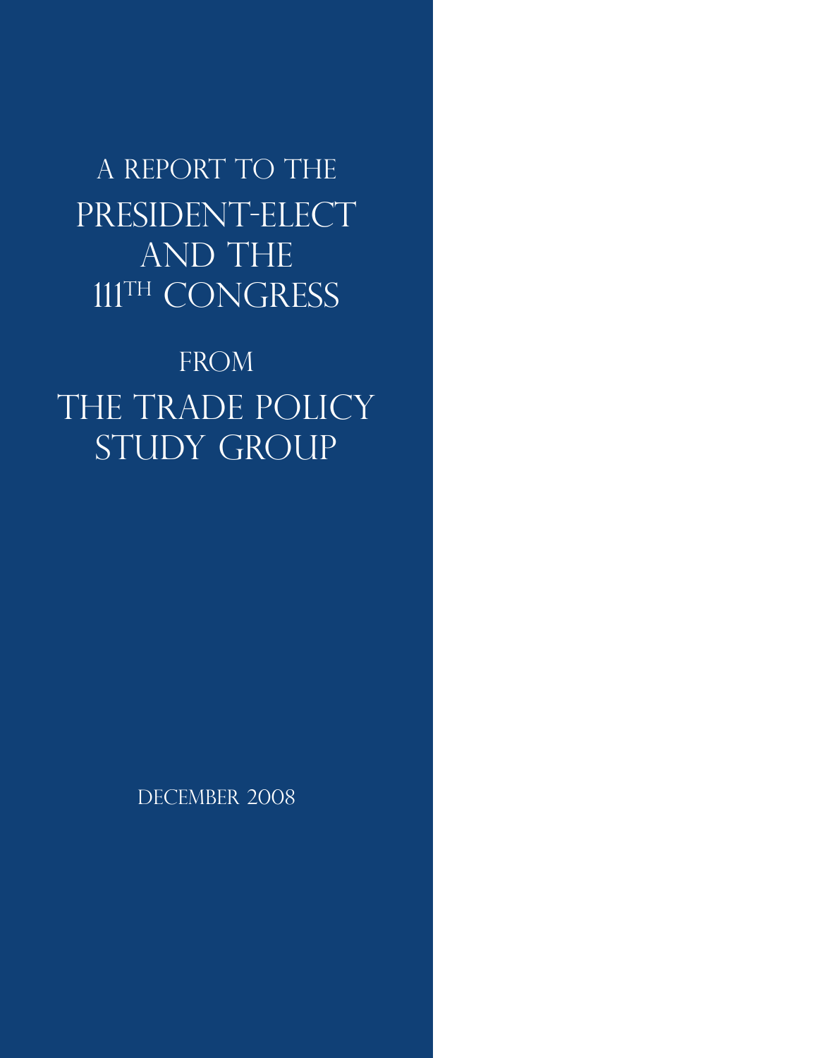# A Report to the President-Elect and the 111th Congress

## From The Trade Policy Study Group

December 2008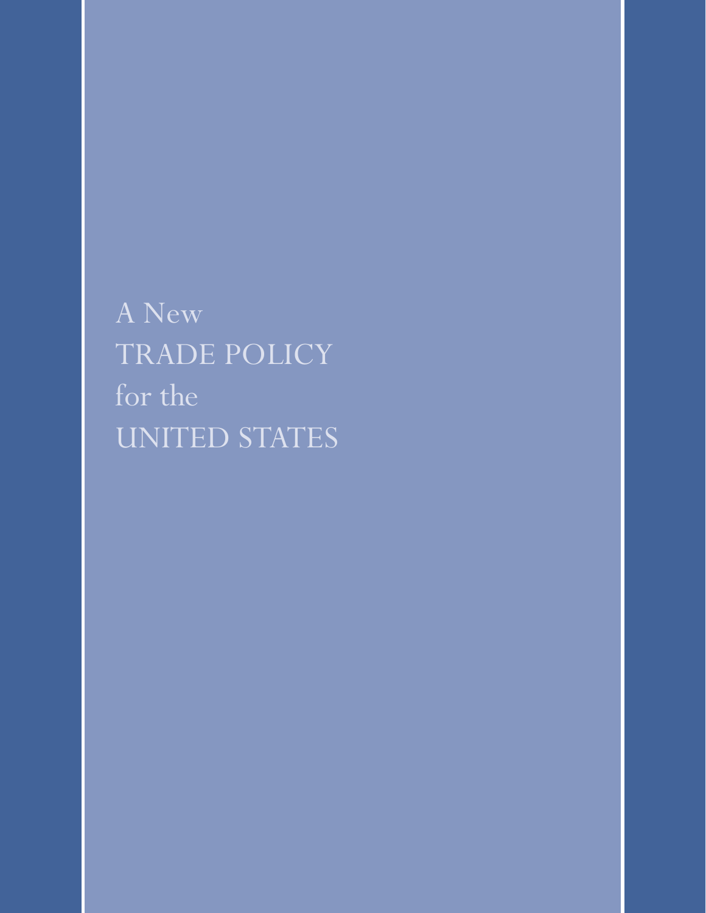# A New TRADE POLICY for the UNITED STATES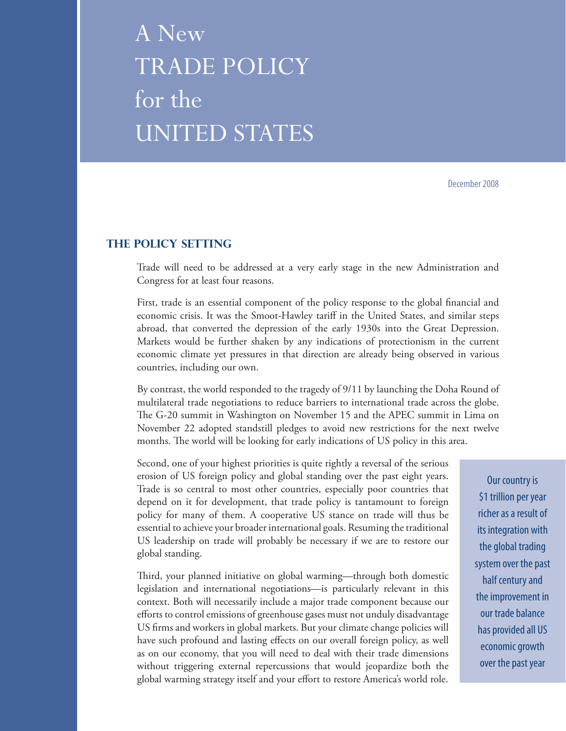# A New TRADE POLICY for the UNITED STATES

December 2008

## THE POLICY SETTING

Trade will need to be addressed at a very early stage in the new Administration and Congress for at least four reasons.

First, trade is an essential component of the policy response to the global financial and economic crisis. It was the Smoot-Hawley tariff in the United States, and similar steps abroad, that converted the depression of the early 1930s into the Great Depression. Markets would be further shaken by any indications of protectionism in the current economic climate yet pressures in that direction are already being observed in various countries, including our own.

By contrast, the world responded to the tragedy of 9/11 by launching the Doha Round of multilateral trade negotiations to reduce barriers to international trade across the globe. The G-20 summit in Washington on November 15 and the APEC summit in Lima on November 22 adopted standstill pledges to avoid new restrictions for the next twelve months. The world will be looking for early indications of US policy in this area.

Second, one of your highest priorities is quite rightly a reversal of the serious erosion of US foreign policy and global standing over the past eight years. Trade is so central to most other countries, especially poor countries that depend on it for development, that trade policy is tantamount to foreign policy for many of them. A cooperative US stance on trade will thus be essential to achieve your broader international goals. Resuming the traditional US leadership on trade will probably be necessary if we are to restore our global standing.

Our country is $1 trillion per year richer as a result of its integration with the global trading system over the past half century and the improvement in our trade balance has provided all US economic growth over the past year

Third, your planned initiative on global warming—through both domestic legislation and international negotiations—is particularly relevant in this context. Both will necessarily include a major trade component because our efforts to control emissions of greenhouse gases must not unduly disadvantage US firms and workers in global markets. But your climate change policies will have such profound and lasting effects on our overall foreign policy, as well as on our economy, that you will need to deal with their trade dimensions without triggering external repercussions that would jeopardize both the global warming strategy itself and your effort to restore America's world role.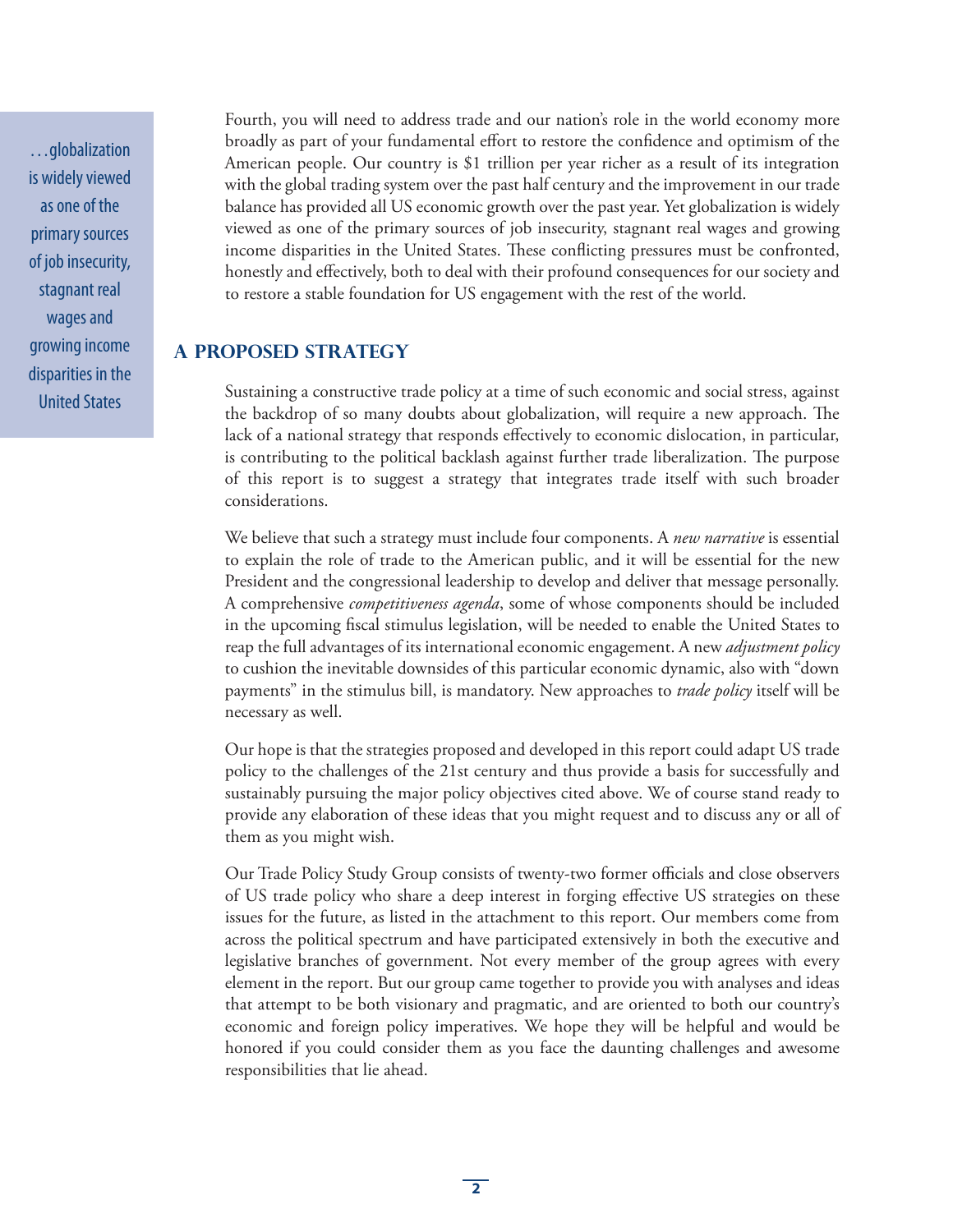> …globalization is widely viewed as one of the primary sources of job insecurity, stagnant real wages and growing income disparities in the United States

Fourth, you will need to address trade and our nation's role in the world economy more broadly as part of your fundamental effort to restore the confidence and optimism of the American people. Our country is $1 trillion per year richer as a result of its integration with the global trading system over the past half century and the improvement in our trade balance has provided all US economic growth over the past year. Yet globalization is widely viewed as one of the primary sources of job insecurity, stagnant real wages and growing income disparities in the United States. These conflicting pressures must be confronted, honestly and effectively, both to deal with their profound consequences for our society and to restore a stable foundation for US engagement with the rest of the world.

## A PROPOSED STRATEGY

Sustaining a constructive trade policy at a time of such economic and social stress, against the backdrop of so many doubts about globalization, will require a new approach. The lack of a national strategy that responds effectively to economic dislocation, in particular, is contributing to the political backlash against further trade liberalization. The purpose of this report is to suggest a strategy that integrates trade itself with such broader considerations.

We believe that such a strategy must include four components. A *new narrative* is essential to explain the role of trade to the American public, and it will be essential for the new President and the congressional leadership to develop and deliver that message personally. A comprehensive *competitiveness agenda*, some of whose components should be included in the upcoming fiscal stimulus legislation, will be needed to enable the United States to reap the full advantages of its international economic engagement. A new *adjustment policy* to cushion the inevitable downsides of this particular economic dynamic, also with "down payments" in the stimulus bill, is mandatory. New approaches to *trade policy* itself will be necessary as well.

Our hope is that the strategies proposed and developed in this report could adapt US trade policy to the challenges of the 21st century and thus provide a basis for successfully and sustainably pursuing the major policy objectives cited above. We of course stand ready to provide any elaboration of these ideas that you might request and to discuss any or all of them as you might wish.

Our Trade Policy Study Group consists of twenty-two former officials and close observers of US trade policy who share a deep interest in forging effective US strategies on these issues for the future, as listed in the attachment to this report. Our members come from across the political spectrum and have participated extensively in both the executive and legislative branches of government. Not every member of the group agrees with every element in the report. But our group came together to provide you with analyses and ideas that attempt to be both visionary and pragmatic, and are oriented to both our country's economic and foreign policy imperatives. We hope they will be helpful and would be honored if you could consider them as you face the daunting challenges and awesome responsibilities that lie ahead.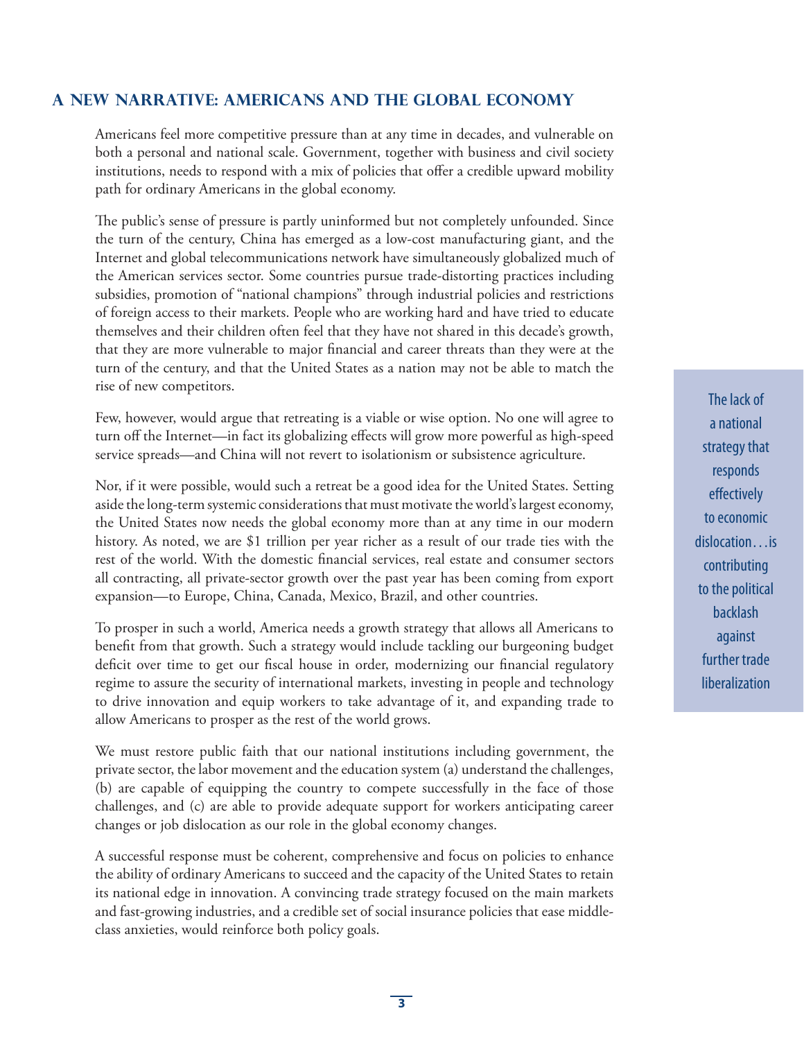## A New Narrative: Americans and the Global Economy

Americans feel more competitive pressure than at any time in decades, and vulnerable on both a personal and national scale. Government, together with business and civil society institutions, needs to respond with a mix of policies that offer a credible upward mobility path for ordinary Americans in the global economy.

The public's sense of pressure is partly uninformed but not completely unfounded. Since the turn of the century, China has emerged as a low-cost manufacturing giant, and the Internet and global telecommunications network have simultaneously globalized much of the American services sector. Some countries pursue trade-distorting practices including subsidies, promotion of "national champions" through industrial policies and restrictions of foreign access to their markets. People who are working hard and have tried to educate themselves and their children often feel that they have not shared in this decade's growth, that they are more vulnerable to major financial and career threats than they were at the turn of the century, and that the United States as a nation may not be able to match the rise of new competitors.

Few, however, would argue that retreating is a viable or wise option. No one will agree to turn off the Internet—in fact its globalizing effects will grow more powerful as high-speed service spreads—and China will not revert to isolationism or subsistence agriculture.

Nor, if it were possible, would such a retreat be a good idea for the United States. Setting aside the long-term systemic considerations that must motivate the world's largest economy, the United States now needs the global economy more than at any time in our modern history. As noted, we are $1 trillion per year richer as a result of our trade ties with the rest of the world. With the domestic financial services, real estate and consumer sectors all contracting, all private-sector growth over the past year has been coming from export expansion—to Europe, China, Canada, Mexico, Brazil, and other countries.

> The lack of a national strategy that responds effectively to economic dislocation…is contributing to the political backlash against further trade liberalization

To prosper in such a world, America needs a growth strategy that allows all Americans to benefit from that growth. Such a strategy would include tackling our burgeoning budget deficit over time to get our fiscal house in order, modernizing our financial regulatory regime to assure the security of international markets, investing in people and technology to drive innovation and equip workers to take advantage of it, and expanding trade to allow Americans to prosper as the rest of the world grows.

We must restore public faith that our national institutions including government, the private sector, the labor movement and the education system (a) understand the challenges, (b) are capable of equipping the country to compete successfully in the face of those challenges, and (c) are able to provide adequate support for workers anticipating career changes or job dislocation as our role in the global economy changes.

A successful response must be coherent, comprehensive and focus on policies to enhance the ability of ordinary Americans to succeed and the capacity of the United States to retain its national edge in innovation. A convincing trade strategy focused on the main markets and fast-growing industries, and a credible set of social insurance policies that ease middle-class anxieties, would reinforce both policy goals.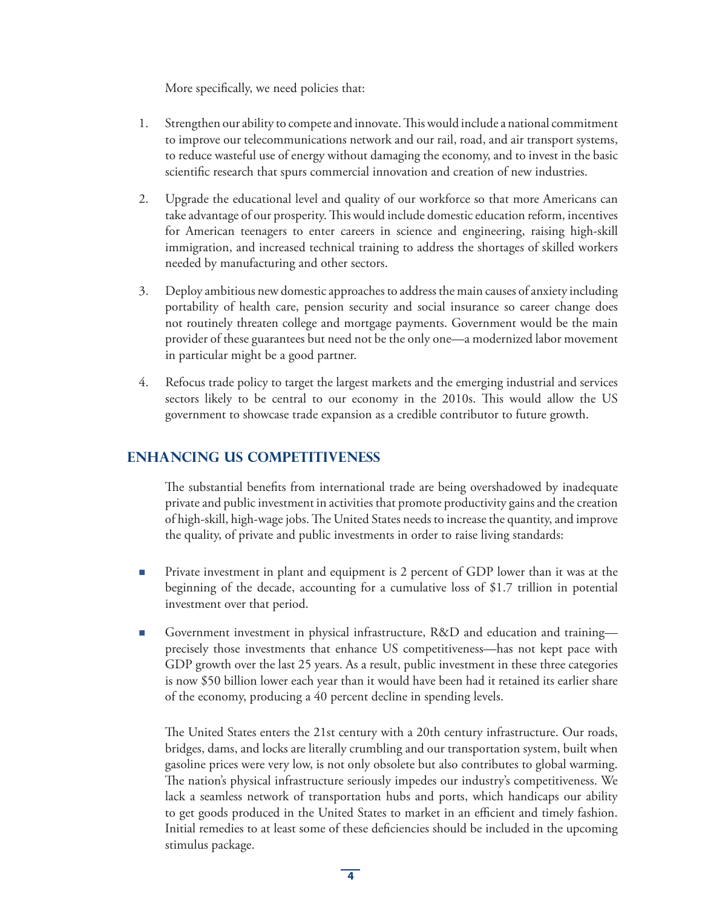More specifically, we need policies that:

1. Strengthen our ability to compete and innovate. This would include a national commitment to improve our telecommunications network and our rail, road, and air transport systems, to reduce wasteful use of energy without damaging the economy, and to invest in the basic scientific research that spurs commercial innovation and creation of new industries.

2. Upgrade the educational level and quality of our workforce so that more Americans can take advantage of our prosperity. This would include domestic education reform, incentives for American teenagers to enter careers in science and engineering, raising high-skill immigration, and increased technical training to address the shortages of skilled workers needed by manufacturing and other sectors.

3. Deploy ambitious new domestic approaches to address the main causes of anxiety including portability of health care, pension security and social insurance so career change does not routinely threaten college and mortgage payments. Government would be the main provider of these guarantees but need not be the only one—a modernized labor movement in particular might be a good partner.

4. Refocus trade policy to target the largest markets and the emerging industrial and services sectors likely to be central to our economy in the 2010s. This would allow the US government to showcase trade expansion as a credible contributor to future growth.

## ENHANCING US COMPETITIVENESS

The substantial benefits from international trade are being overshadowed by inadequate private and public investment in activities that promote productivity gains and the creation of high-skill, high-wage jobs. The United States needs to increase the quantity, and improve the quality, of private and public investments in order to raise living standards:

- Private investment in plant and equipment is 2 percent of GDP lower than it was at the beginning of the decade, accounting for a cumulative loss of $1.7 trillion in potential investment over that period.

- Government investment in physical infrastructure, R&D and education and training—precisely those investments that enhance US competitiveness—has not kept pace with GDP growth over the last 25 years. As a result, public investment in these three categories is now $50 billion lower each year than it would have been had it retained its earlier share of the economy, producing a 40 percent decline in spending levels.

The United States enters the 21st century with a 20th century infrastructure. Our roads, bridges, dams, and locks are literally crumbling and our transportation system, built when gasoline prices were very low, is not only obsolete but also contributes to global warming. The nation's physical infrastructure seriously impedes our industry's competitiveness. We lack a seamless network of transportation hubs and ports, which handicaps our ability to get goods produced in the United States to market in an efficient and timely fashion. Initial remedies to at least some of these deficiencies should be included in the upcoming stimulus package.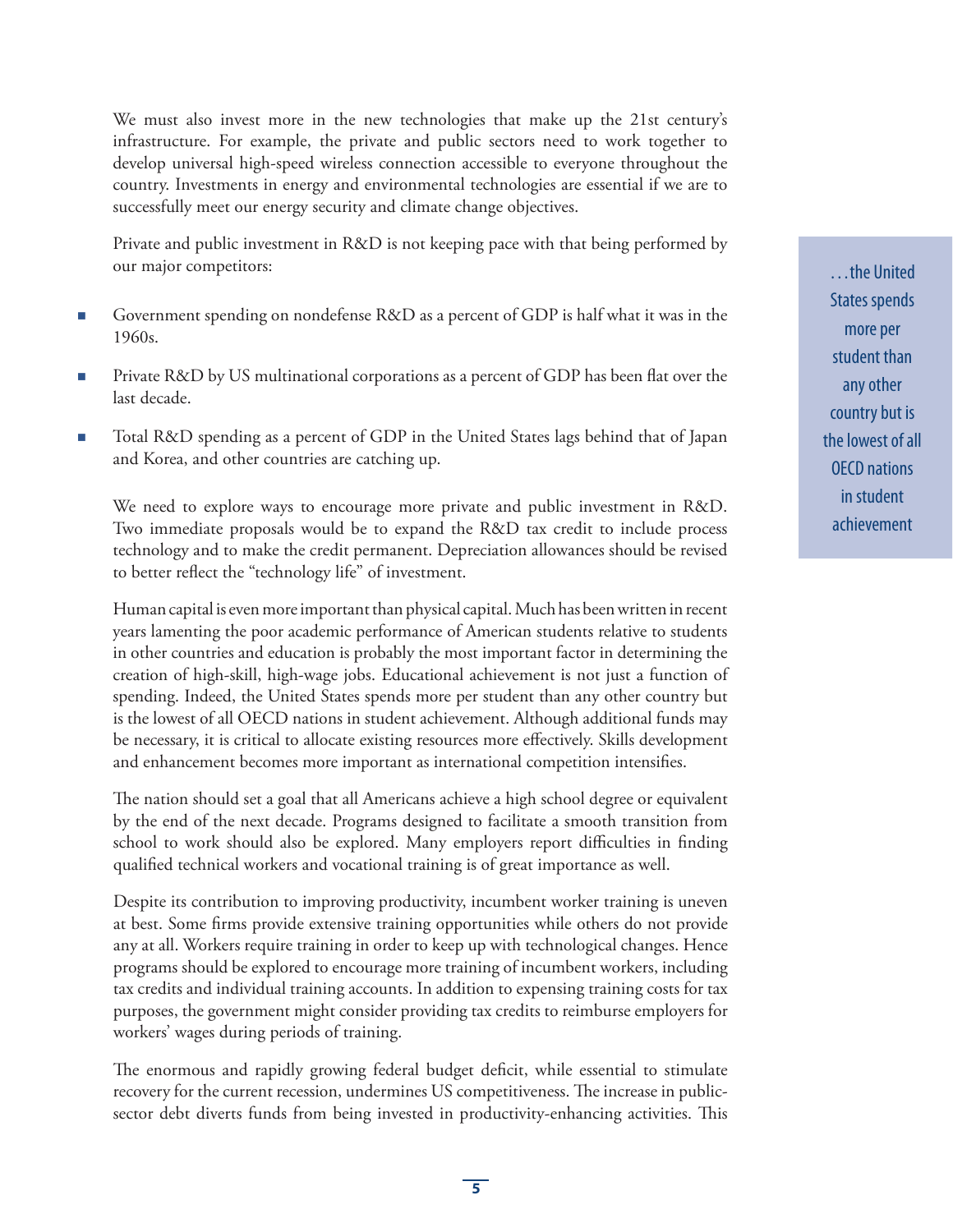We must also invest more in the new technologies that make up the 21st century's infrastructure. For example, the private and public sectors need to work together to develop universal high-speed wireless connection accessible to everyone throughout the country. Investments in energy and environmental technologies are essential if we are to successfully meet our energy security and climate change objectives.

Private and public investment in R&D is not keeping pace with that being performed by our major competitors:

- Government spending on nondefense R&D as a percent of GDP is half what it was in the 1960s.
- Private R&D by US multinational corporations as a percent of GDP has been flat over the last decade.
- Total R&D spending as a percent of GDP in the United States lags behind that of Japan and Korea, and other countries are catching up.

We need to explore ways to encourage more private and public investment in R&D. Two immediate proposals would be to expand the R&D tax credit to include process technology and to make the credit permanent. Depreciation allowances should be revised to better reflect the "technology life" of investment.

> . . . the United States spends more per student than any other country but is the lowest of all OECD nations in student achievement

Human capital is even more important than physical capital. Much has been written in recent years lamenting the poor academic performance of American students relative to students in other countries and education is probably the most important factor in determining the creation of high-skill, high-wage jobs. Educational achievement is not just a function of spending. Indeed, the United States spends more per student than any other country but is the lowest of all OECD nations in student achievement. Although additional funds may be necessary, it is critical to allocate existing resources more effectively. Skills development and enhancement becomes more important as international competition intensifies.

The nation should set a goal that all Americans achieve a high school degree or equivalent by the end of the next decade. Programs designed to facilitate a smooth transition from school to work should also be explored. Many employers report difficulties in finding qualified technical workers and vocational training is of great importance as well.

Despite its contribution to improving productivity, incumbent worker training is uneven at best. Some firms provide extensive training opportunities while others do not provide any at all. Workers require training in order to keep up with technological changes. Hence programs should be explored to encourage more training of incumbent workers, including tax credits and individual training accounts. In addition to expensing training costs for tax purposes, the government might consider providing tax credits to reimburse employers for workers' wages during periods of training.

The enormous and rapidly growing federal budget deficit, while essential to stimulate recovery for the current recession, undermines US competitiveness. The increase in public-sector debt diverts funds from being invested in productivity-enhancing activities. This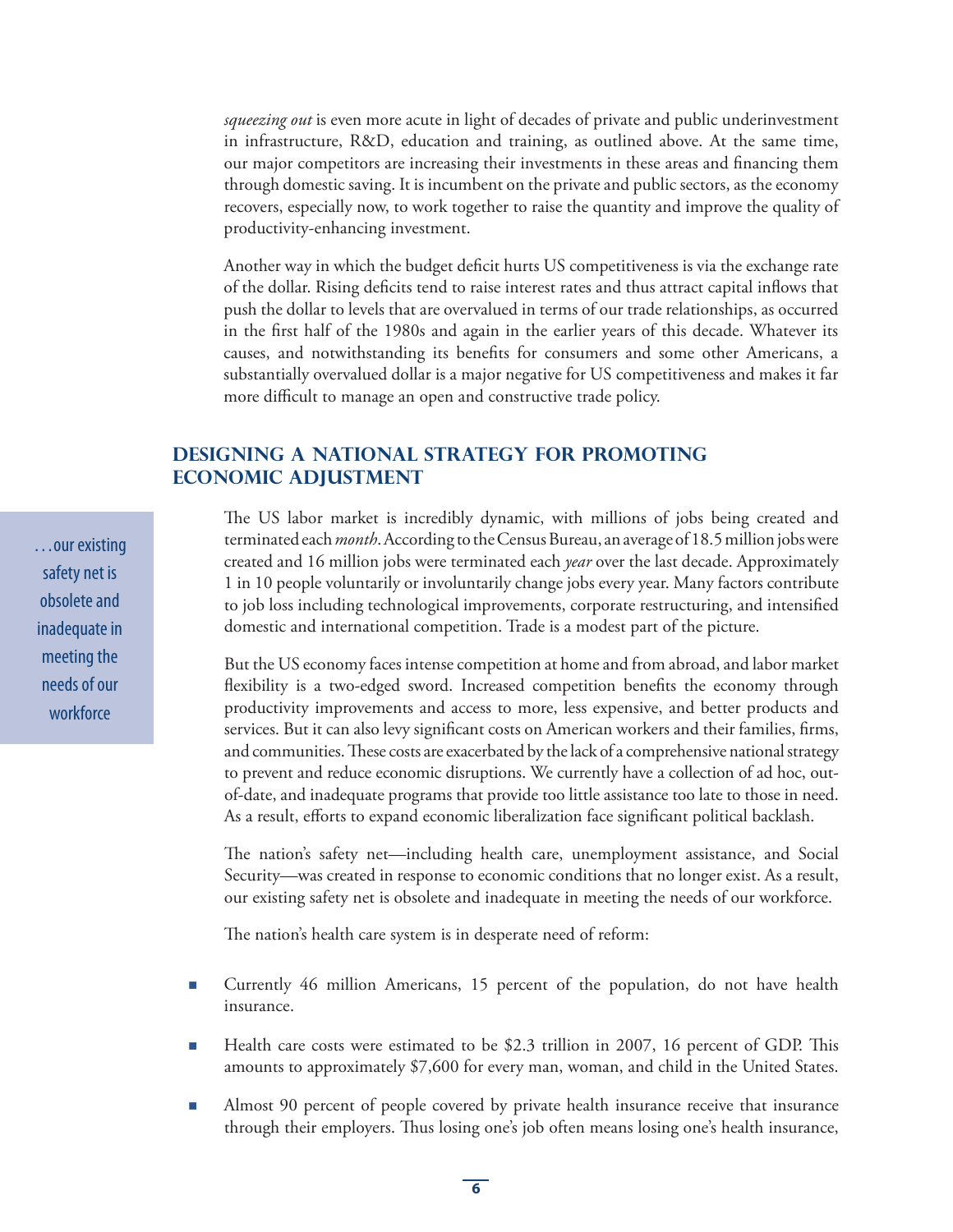*squeezing out* is even more acute in light of decades of private and public underinvestment in infrastructure, R&D, education and training, as outlined above. At the same time, our major competitors are increasing their investments in these areas and financing them through domestic saving. It is incumbent on the private and public sectors, as the economy recovers, especially now, to work together to raise the quantity and improve the quality of productivity-enhancing investment.

Another way in which the budget deficit hurts US competitiveness is via the exchange rate of the dollar. Rising deficits tend to raise interest rates and thus attract capital inflows that push the dollar to levels that are overvalued in terms of our trade relationships, as occurred in the first half of the 1980s and again in the earlier years of this decade. Whatever its causes, and notwithstanding its benefits for consumers and some other Americans, a substantially overvalued dollar is a major negative for US competitiveness and makes it far more difficult to manage an open and constructive trade policy.

## DESIGNING A NATIONAL STRATEGY FOR PROMOTING ECONOMIC ADJUSTMENT

...our existing safety net is obsolete and inadequate in meeting the needs of our workforce

The US labor market is incredibly dynamic, with millions of jobs being created and terminated each *month*. According to the Census Bureau, an average of 18.5 million jobs were created and 16 million jobs were terminated each *year* over the last decade. Approximately 1 in 10 people voluntarily or involuntarily change jobs every year. Many factors contribute to job loss including technological improvements, corporate restructuring, and intensified domestic and international competition. Trade is a modest part of the picture.

But the US economy faces intense competition at home and from abroad, and labor market flexibility is a two-edged sword. Increased competition benefits the economy through productivity improvements and access to more, less expensive, and better products and services. But it can also levy significant costs on American workers and their families, firms, and communities. These costs are exacerbated by the lack of a comprehensive national strategy to prevent and reduce economic disruptions. We currently have a collection of ad hoc, out-of-date, and inadequate programs that provide too little assistance too late to those in need. As a result, efforts to expand economic liberalization face significant political backlash.

The nation's safety net—including health care, unemployment assistance, and Social Security—was created in response to economic conditions that no longer exist. As a result, our existing safety net is obsolete and inadequate in meeting the needs of our workforce.

The nation's health care system is in desperate need of reform:

- Currently 46 million Americans, 15 percent of the population, do not have health insurance.
- Health care costs were estimated to be $2.3 trillion in 2007, 16 percent of GDP. This amounts to approximately $7,600 for every man, woman, and child in the United States.
- Almost 90 percent of people covered by private health insurance receive that insurance through their employers. Thus losing one's job often means losing one's health insurance,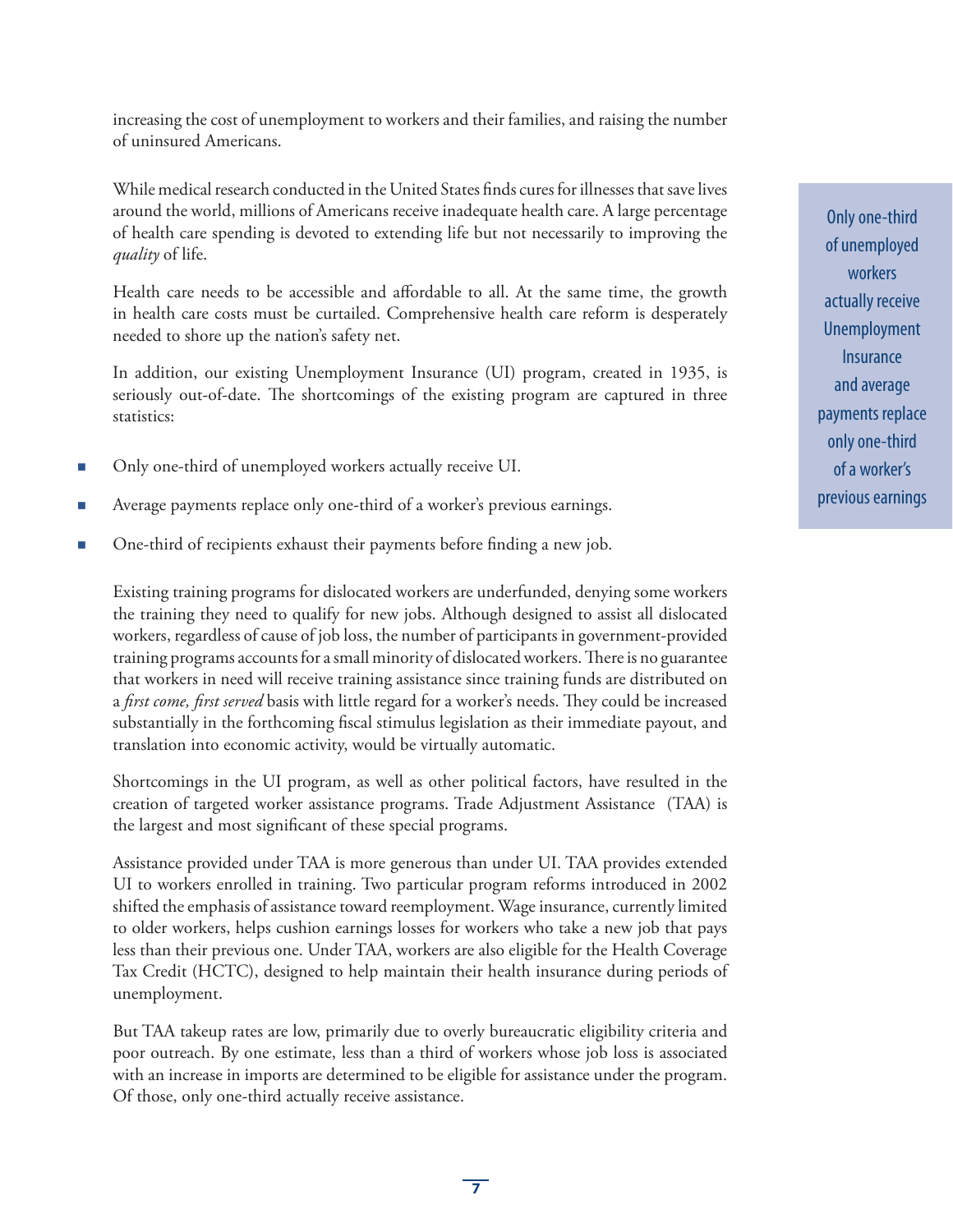increasing the cost of unemployment to workers and their families, and raising the number of uninsured Americans.

While medical research conducted in the United States finds cures for illnesses that save lives around the world, millions of Americans receive inadequate health care. A large percentage of health care spending is devoted to extending life but not necessarily to improving the *quality* of life.

Health care needs to be accessible and affordable to all. At the same time, the growth in health care costs must be curtailed. Comprehensive health care reform is desperately needed to shore up the nation's safety net.

In addition, our existing Unemployment Insurance (UI) program, created in 1935, is seriously out-of-date. The shortcomings of the existing program are captured in three statistics:

- Only one-third of unemployed workers actually receive UI.
- Average payments replace only one-third of a worker's previous earnings.
- One-third of recipients exhaust their payments before finding a new job.

> Only one-third of unemployed workers actually receive Unemployment Insurance and average payments replace only one-third of a worker's previous earnings

Existing training programs for dislocated workers are underfunded, denying some workers the training they need to qualify for new jobs. Although designed to assist all dislocated workers, regardless of cause of job loss, the number of participants in government-provided training programs accounts for a small minority of dislocated workers. There is no guarantee that workers in need will receive training assistance since training funds are distributed on a *first come, first served* basis with little regard for a worker's needs. They could be increased substantially in the forthcoming fiscal stimulus legislation as their immediate payout, and translation into economic activity, would be virtually automatic.

Shortcomings in the UI program, as well as other political factors, have resulted in the creation of targeted worker assistance programs. Trade Adjustment Assistance (TAA) is the largest and most significant of these special programs.

Assistance provided under TAA is more generous than under UI. TAA provides extended UI to workers enrolled in training. Two particular program reforms introduced in 2002 shifted the emphasis of assistance toward reemployment. Wage insurance, currently limited to older workers, helps cushion earnings losses for workers who take a new job that pays less than their previous one. Under TAA, workers are also eligible for the Health Coverage Tax Credit (HCTC), designed to help maintain their health insurance during periods of unemployment.

But TAA takeup rates are low, primarily due to overly bureaucratic eligibility criteria and poor outreach. By one estimate, less than a third of workers whose job loss is associated with an increase in imports are determined to be eligible for assistance under the program. Of those, only one-third actually receive assistance.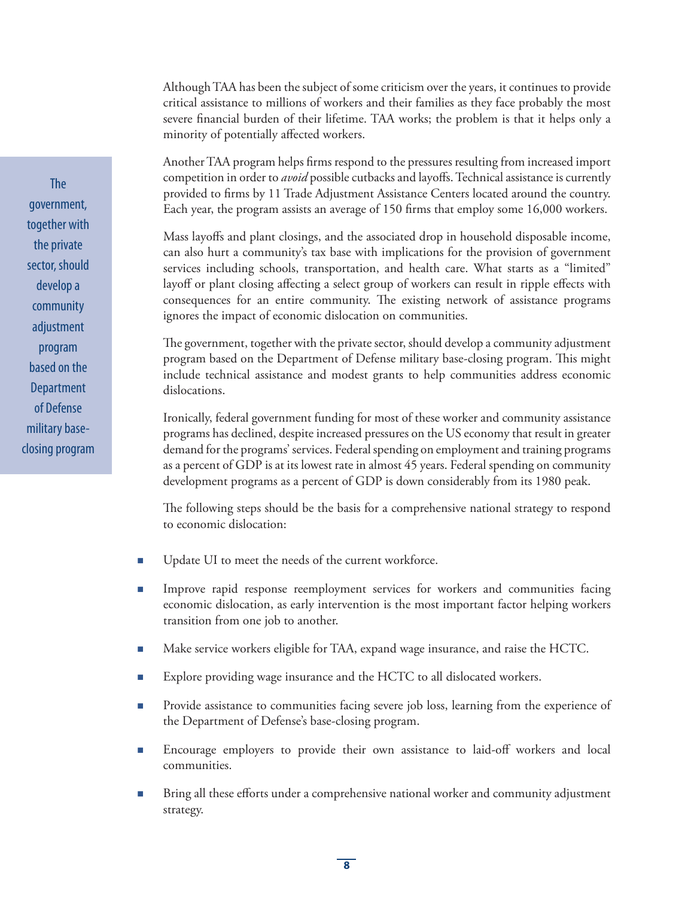Although TAA has been the subject of some criticism over the years, it continues to provide critical assistance to millions of workers and their families as they face probably the most severe financial burden of their lifetime. TAA works; the problem is that it helps only a minority of potentially affected workers.

Another TAA program helps firms respond to the pressures resulting from increased import competition in order to *avoid* possible cutbacks and layoffs. Technical assistance is currently provided to firms by 11 Trade Adjustment Assistance Centers located around the country. Each year, the program assists an average of 150 firms that employ some 16,000 workers.

> The government, together with the private sector, should develop a community adjustment program based on the Department of Defense military base-closing program

Mass layoffs and plant closings, and the associated drop in household disposable income, can also hurt a community's tax base with implications for the provision of government services including schools, transportation, and health care. What starts as a "limited" layoff or plant closing affecting a select group of workers can result in ripple effects with consequences for an entire community. The existing network of assistance programs ignores the impact of economic dislocation on communities.

The government, together with the private sector, should develop a community adjustment program based on the Department of Defense military base-closing program. This might include technical assistance and modest grants to help communities address economic dislocations.

Ironically, federal government funding for most of these worker and community assistance programs has declined, despite increased pressures on the US economy that result in greater demand for the programs' services. Federal spending on employment and training programs as a percent of GDP is at its lowest rate in almost 45 years. Federal spending on community development programs as a percent of GDP is down considerably from its 1980 peak.

The following steps should be the basis for a comprehensive national strategy to respond to economic dislocation:

- Update UI to meet the needs of the current workforce.
- Improve rapid response reemployment services for workers and communities facing economic dislocation, as early intervention is the most important factor helping workers transition from one job to another.
- Make service workers eligible for TAA, expand wage insurance, and raise the HCTC.
- Explore providing wage insurance and the HCTC to all dislocated workers.
- Provide assistance to communities facing severe job loss, learning from the experience of the Department of Defense's base-closing program.
- Encourage employers to provide their own assistance to laid-off workers and local communities.
- Bring all these efforts under a comprehensive national worker and community adjustment strategy.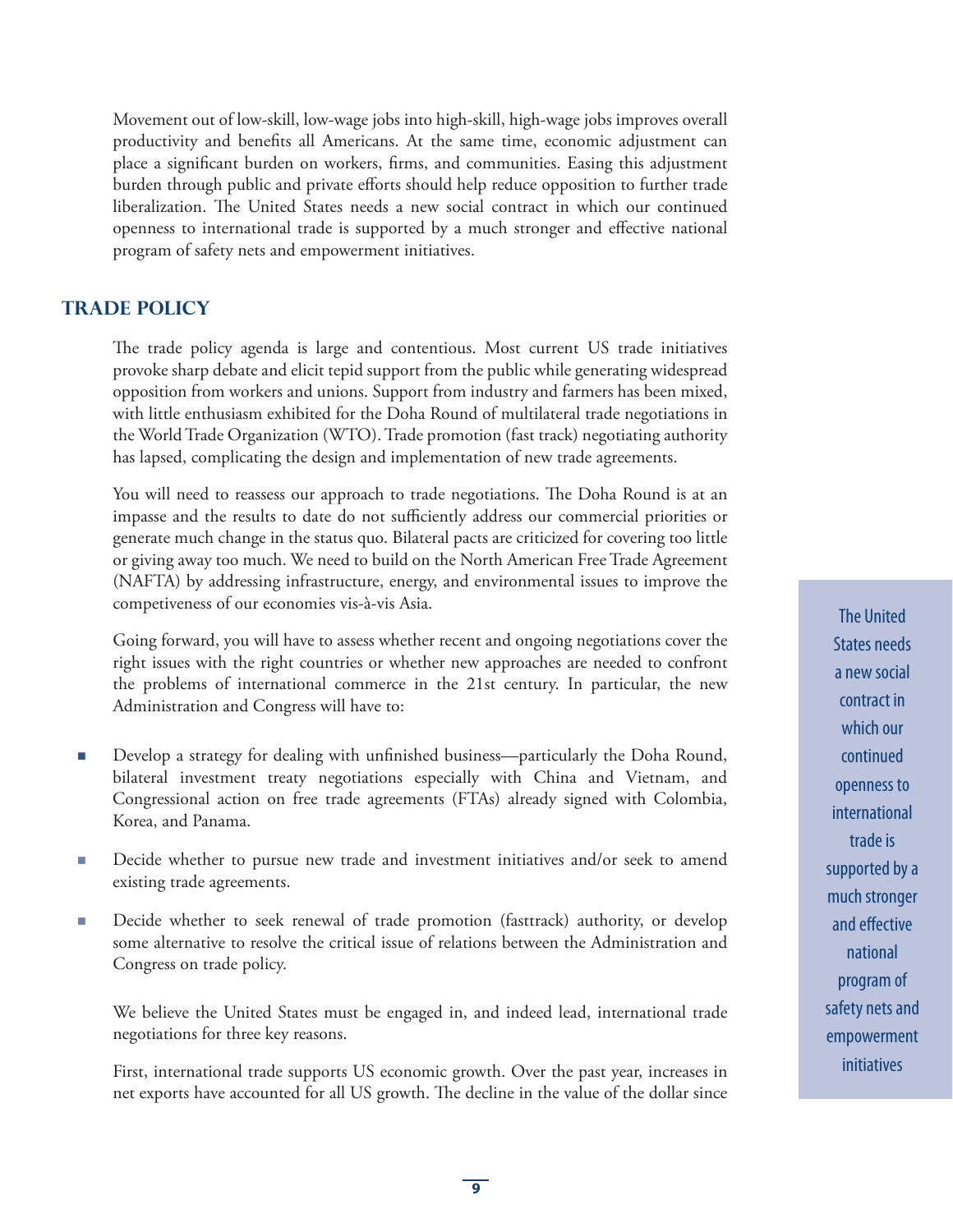Movement out of low-skill, low-wage jobs into high-skill, high-wage jobs improves overall productivity and benefits all Americans. At the same time, economic adjustment can place a significant burden on workers, firms, and communities. Easing this adjustment burden through public and private efforts should help reduce opposition to further trade liberalization. The United States needs a new social contract in which our continued openness to international trade is supported by a much stronger and effective national program of safety nets and empowerment initiatives.

## TRADE POLICY

The trade policy agenda is large and contentious. Most current US trade initiatives provoke sharp debate and elicit tepid support from the public while generating widespread opposition from workers and unions. Support from industry and farmers has been mixed, with little enthusiasm exhibited for the Doha Round of multilateral trade negotiations in the World Trade Organization (WTO). Trade promotion (fast track) negotiating authority has lapsed, complicating the design and implementation of new trade agreements.

You will need to reassess our approach to trade negotiations. The Doha Round is at an impasse and the results to date do not sufficiently address our commercial priorities or generate much change in the status quo. Bilateral pacts are criticized for covering too little or giving away too much. We need to build on the North American Free Trade Agreement (NAFTA) by addressing infrastructure, energy, and environmental issues to improve the competiveness of our economies vis-à-vis Asia.

Going forward, you will have to assess whether recent and ongoing negotiations cover the right issues with the right countries or whether new approaches are needed to confront the problems of international commerce in the 21st century. In particular, the new Administration and Congress will have to:

- Develop a strategy for dealing with unfinished business—particularly the Doha Round, bilateral investment treaty negotiations especially with China and Vietnam, and Congressional action on free trade agreements (FTAs) already signed with Colombia, Korea, and Panama.
- Decide whether to pursue new trade and investment initiatives and/or seek to amend existing trade agreements.
- Decide whether to seek renewal of trade promotion (fasttrack) authority, or develop some alternative to resolve the critical issue of relations between the Administration and Congress on trade policy.

We believe the United States must be engaged in, and indeed lead, international trade negotiations for three key reasons.

First, international trade supports US economic growth. Over the past year, increases in net exports have accounted for all US growth. The decline in the value of the dollar since

> The United States needs a new social contract in which our continued openness to international trade is supported by a much stronger and effective national program of safety nets and empowerment initiatives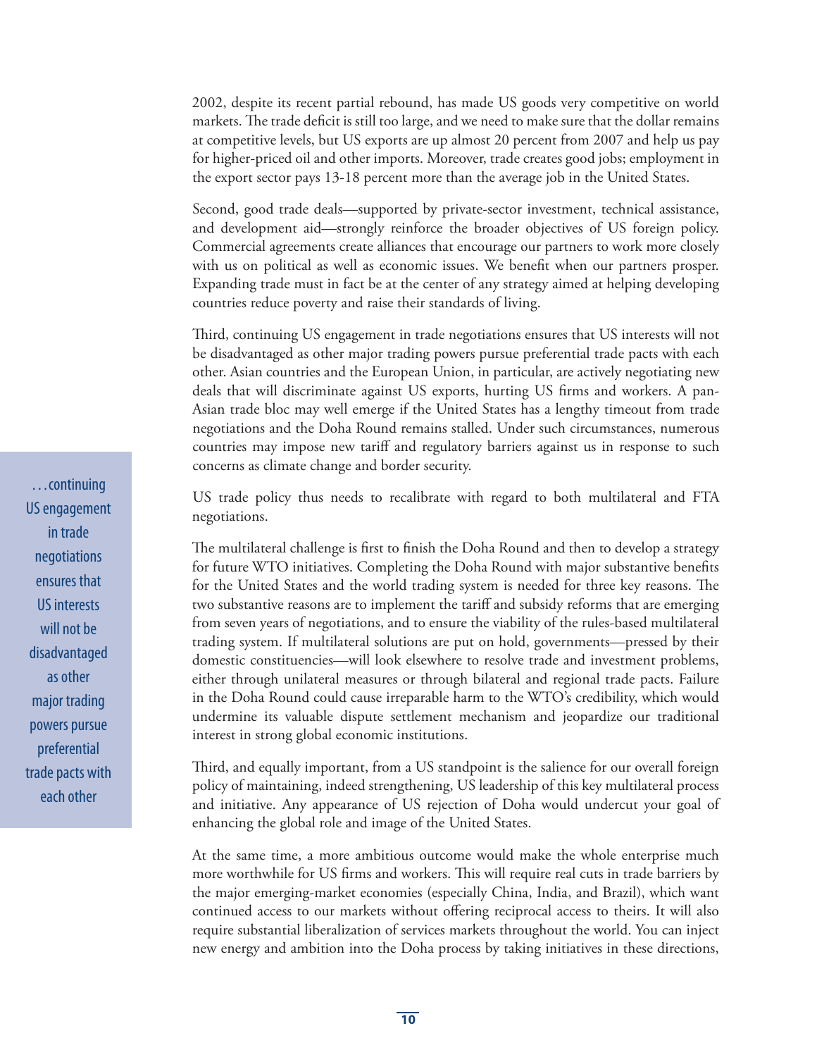2002, despite its recent partial rebound, has made US goods very competitive on world markets. The trade deficit is still too large, and we need to make sure that the dollar remains at competitive levels, but US exports are up almost 20 percent from 2007 and help us pay for higher-priced oil and other imports. Moreover, trade creates good jobs; employment in the export sector pays 13-18 percent more than the average job in the United States.

Second, good trade deals—supported by private-sector investment, technical assistance, and development aid—strongly reinforce the broader objectives of US foreign policy. Commercial agreements create alliances that encourage our partners to work more closely with us on political as well as economic issues. We benefit when our partners prosper. Expanding trade must in fact be at the center of any strategy aimed at helping developing countries reduce poverty and raise their standards of living.

Third, continuing US engagement in trade negotiations ensures that US interests will not be disadvantaged as other major trading powers pursue preferential trade pacts with each other. Asian countries and the European Union, in particular, are actively negotiating new deals that will discriminate against US exports, hurting US firms and workers. A pan-Asian trade bloc may well emerge if the United States has a lengthy timeout from trade negotiations and the Doha Round remains stalled. Under such circumstances, numerous countries may impose new tariff and regulatory barriers against us in response to such concerns as climate change and border security.

> ...continuing US engagement in trade negotiations ensures that US interests will not be disadvantaged as other major trading powers pursue preferential trade pacts with each other

US trade policy thus needs to recalibrate with regard to both multilateral and FTA negotiations.

The multilateral challenge is first to finish the Doha Round and then to develop a strategy for future WTO initiatives. Completing the Doha Round with major substantive benefits for the United States and the world trading system is needed for three key reasons. The two substantive reasons are to implement the tariff and subsidy reforms that are emerging from seven years of negotiations, and to ensure the viability of the rules-based multilateral trading system. If multilateral solutions are put on hold, governments—pressed by their domestic constituencies—will look elsewhere to resolve trade and investment problems, either through unilateral measures or through bilateral and regional trade pacts. Failure in the Doha Round could cause irreparable harm to the WTO's credibility, which would undermine its valuable dispute settlement mechanism and jeopardize our traditional interest in strong global economic institutions.

Third, and equally important, from a US standpoint is the salience for our overall foreign policy of maintaining, indeed strengthening, US leadership of this key multilateral process and initiative. Any appearance of US rejection of Doha would undercut your goal of enhancing the global role and image of the United States.

At the same time, a more ambitious outcome would make the whole enterprise much more worthwhile for US firms and workers. This will require real cuts in trade barriers by the major emerging-market economies (especially China, India, and Brazil), which want continued access to our markets without offering reciprocal access to theirs. It will also require substantial liberalization of services markets throughout the world. You can inject new energy and ambition into the Doha process by taking initiatives in these directions,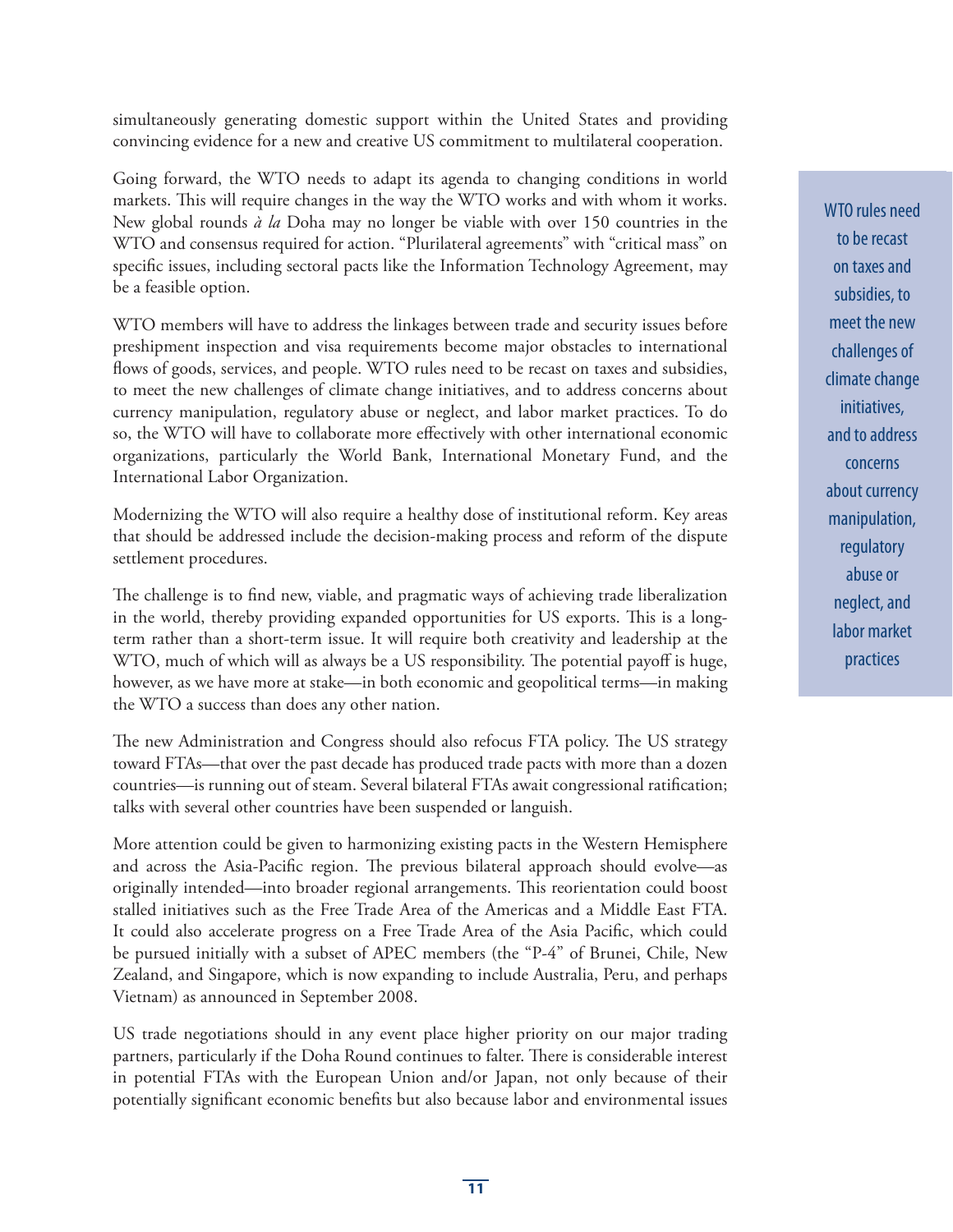simultaneously generating domestic support within the United States and providing convincing evidence for a new and creative US commitment to multilateral cooperation.

Going forward, the WTO needs to adapt its agenda to changing conditions in world markets. This will require changes in the way the WTO works and with whom it works. New global rounds *à la* Doha may no longer be viable with over 150 countries in the WTO and consensus required for action. "Plurilateral agreements" with "critical mass" on specific issues, including sectoral pacts like the Information Technology Agreement, may be a feasible option.

WTO members will have to address the linkages between trade and security issues before preshipment inspection and visa requirements become major obstacles to international flows of goods, services, and people. WTO rules need to be recast on taxes and subsidies, to meet the new challenges of climate change initiatives, and to address concerns about currency manipulation, regulatory abuse or neglect, and labor market practices. To do so, the WTO will have to collaborate more effectively with other international economic organizations, particularly the World Bank, International Monetary Fund, and the International Labor Organization.

> WTO rules need to be recast on taxes and subsidies, to meet the new challenges of climate change initiatives, and to address concerns about currency manipulation, regulatory abuse or neglect, and labor market practices

Modernizing the WTO will also require a healthy dose of institutional reform. Key areas that should be addressed include the decision-making process and reform of the dispute settlement procedures.

The challenge is to find new, viable, and pragmatic ways of achieving trade liberalization in the world, thereby providing expanded opportunities for US exports. This is a long-term rather than a short-term issue. It will require both creativity and leadership at the WTO, much of which will as always be a US responsibility. The potential payoff is huge, however, as we have more at stake—in both economic and geopolitical terms—in making the WTO a success than does any other nation.

The new Administration and Congress should also refocus FTA policy. The US strategy toward FTAs—that over the past decade has produced trade pacts with more than a dozen countries—is running out of steam. Several bilateral FTAs await congressional ratification; talks with several other countries have been suspended or languish.

More attention could be given to harmonizing existing pacts in the Western Hemisphere and across the Asia-Pacific region. The previous bilateral approach should evolve—as originally intended—into broader regional arrangements. This reorientation could boost stalled initiatives such as the Free Trade Area of the Americas and a Middle East FTA. It could also accelerate progress on a Free Trade Area of the Asia Pacific, which could be pursued initially with a subset of APEC members (the "P-4" of Brunei, Chile, New Zealand, and Singapore, which is now expanding to include Australia, Peru, and perhaps Vietnam) as announced in September 2008.

US trade negotiations should in any event place higher priority on our major trading partners, particularly if the Doha Round continues to falter. There is considerable interest in potential FTAs with the European Union and/or Japan, not only because of their potentially significant economic benefits but also because labor and environmental issues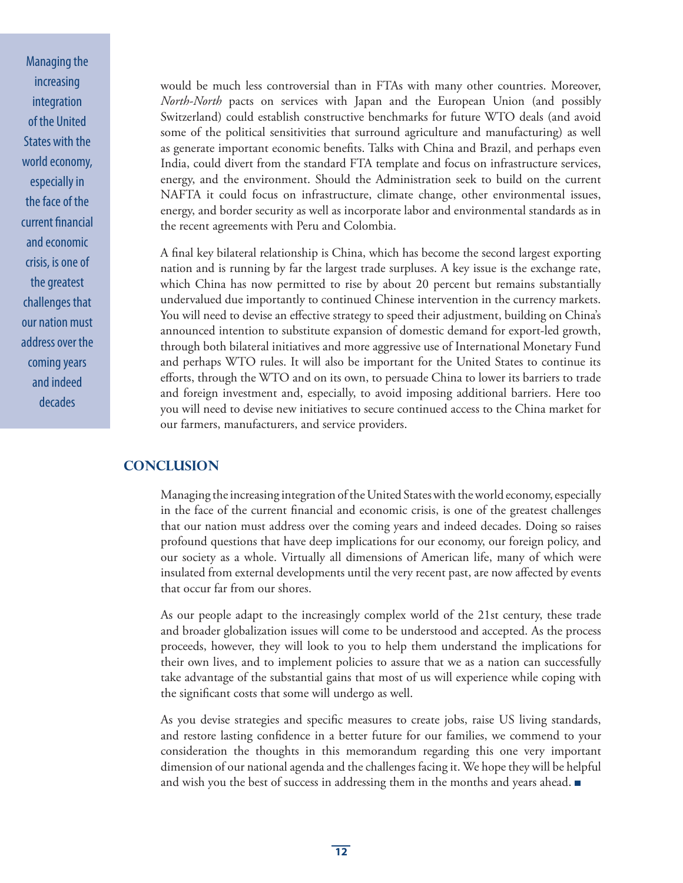> Managing the increasing integration of the United States with the world economy, especially in the face of the current financial and economic crisis, is one of the greatest challenges that our nation must address over the coming years and indeed decades

would be much less controversial than in FTAs with many other countries. Moreover, *North-North* pacts on services with Japan and the European Union (and possibly Switzerland) could establish constructive benchmarks for future WTO deals (and avoid some of the political sensitivities that surround agriculture and manufacturing) as well as generate important economic benefits. Talks with China and Brazil, and perhaps even India, could divert from the standard FTA template and focus on infrastructure services, energy, and the environment. Should the Administration seek to build on the current NAFTA it could focus on infrastructure, climate change, other environmental issues, energy, and border security as well as incorporate labor and environmental standards as in the recent agreements with Peru and Colombia.

A final key bilateral relationship is China, which has become the second largest exporting nation and is running by far the largest trade surpluses. A key issue is the exchange rate, which China has now permitted to rise by about 20 percent but remains substantially undervalued due importantly to continued Chinese intervention in the currency markets. You will need to devise an effective strategy to speed their adjustment, building on China's announced intention to substitute expansion of domestic demand for export-led growth, through both bilateral initiatives and more aggressive use of International Monetary Fund and perhaps WTO rules. It will also be important for the United States to continue its efforts, through the WTO and on its own, to persuade China to lower its barriers to trade and foreign investment and, especially, to avoid imposing additional barriers. Here too you will need to devise new initiatives to secure continued access to the China market for our farmers, manufacturers, and service providers.

## CONCLUSION

Managing the increasing integration of the United States with the world economy, especially in the face of the current financial and economic crisis, is one of the greatest challenges that our nation must address over the coming years and indeed decades. Doing so raises profound questions that have deep implications for our economy, our foreign policy, and our society as a whole. Virtually all dimensions of American life, many of which were insulated from external developments until the very recent past, are now affected by events that occur far from our shores.

As our people adapt to the increasingly complex world of the 21st century, these trade and broader globalization issues will come to be understood and accepted. As the process proceeds, however, they will look to you to help them understand the implications for their own lives, and to implement policies to assure that we as a nation can successfully take advantage of the substantial gains that most of us will experience while coping with the significant costs that some will undergo as well.

As you devise strategies and specific measures to create jobs, raise US living standards, and restore lasting confidence in a better future for our families, we commend to your consideration the thoughts in this memorandum regarding this one very important dimension of our national agenda and the challenges facing it. We hope they will be helpful and wish you the best of success in addressing them in the months and years ahead. ■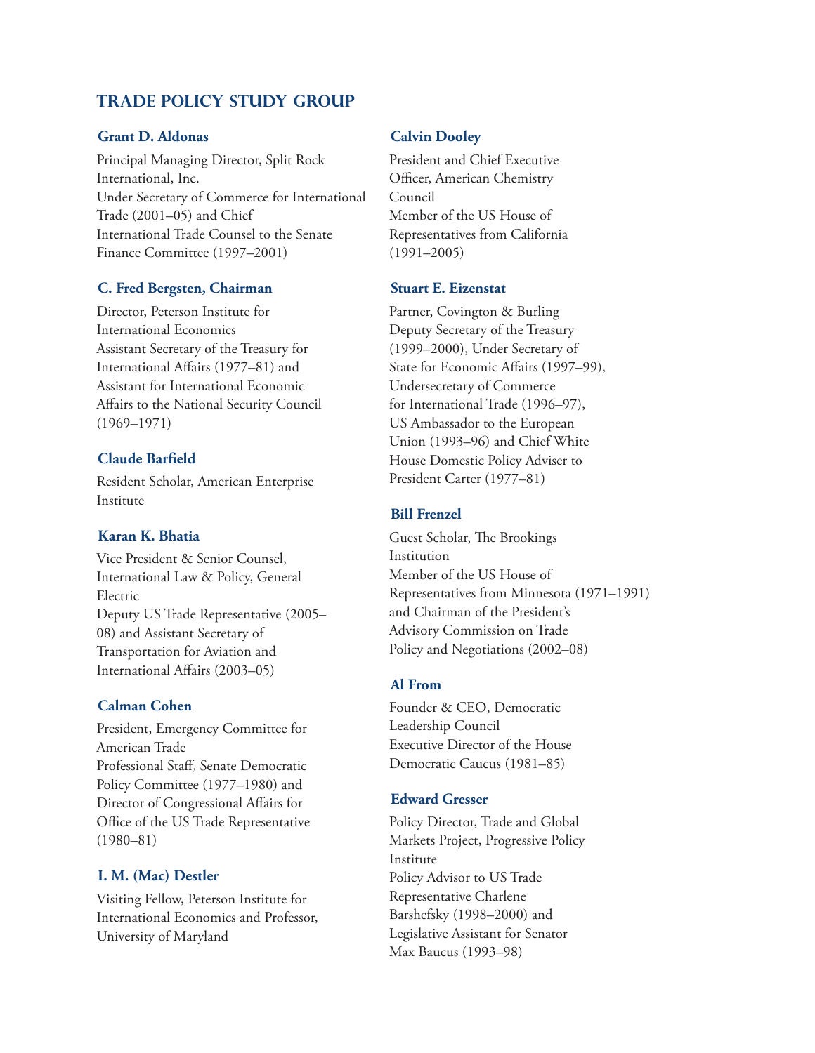## TRADE POLICY STUDY GROUP

### Grant D. Aldonas

Principal Managing Director, Split Rock International, Inc.
Under Secretary of Commerce for International Trade (2001–05) and Chief International Trade Counsel to the Senate Finance Committee (1997–2001)

### C. Fred Bergsten, Chairman

Director, Peterson Institute for International Economics
Assistant Secretary of the Treasury for International Affairs (1977–81) and Assistant for International Economic Affairs to the National Security Council (1969–1971)

### Claude Barfield

Resident Scholar, American Enterprise Institute

### Karan K. Bhatia

Vice President & Senior Counsel, International Law & Policy, General Electric
Deputy US Trade Representative (2005–08) and Assistant Secretary of Transportation for Aviation and International Affairs (2003–05)

### Calman Cohen

President, Emergency Committee for American Trade
Professional Staff, Senate Democratic Policy Committee (1977–1980) and Director of Congressional Affairs for Office of the US Trade Representative (1980–81)

### I. M. (Mac) Destler

Visiting Fellow, Peterson Institute for International Economics and Professor, University of Maryland

### Calvin Dooley

President and Chief Executive Officer, American Chemistry Council
Member of the US House of Representatives from California (1991–2005)

### Stuart E. Eizenstat

Partner, Covington & Burling
Deputy Secretary of the Treasury (1999–2000), Under Secretary of State for Economic Affairs (1997–99), Undersecretary of Commerce for International Trade (1996–97), US Ambassador to the European Union (1993–96) and Chief White House Domestic Policy Adviser to President Carter (1977–81)

### Bill Frenzel

Guest Scholar, The Brookings Institution
Member of the US House of Representatives from Minnesota (1971–1991) and Chairman of the President's Advisory Commission on Trade Policy and Negotiations (2002–08)

### Al From

Founder & CEO, Democratic Leadership Council
Executive Director of the House Democratic Caucus (1981–85)

### Edward Gresser

Policy Director, Trade and Global Markets Project, Progressive Policy Institute
Policy Advisor to US Trade Representative Charlene Barshefsky (1998–2000) and Legislative Assistant for Senator Max Baucus (1993–98)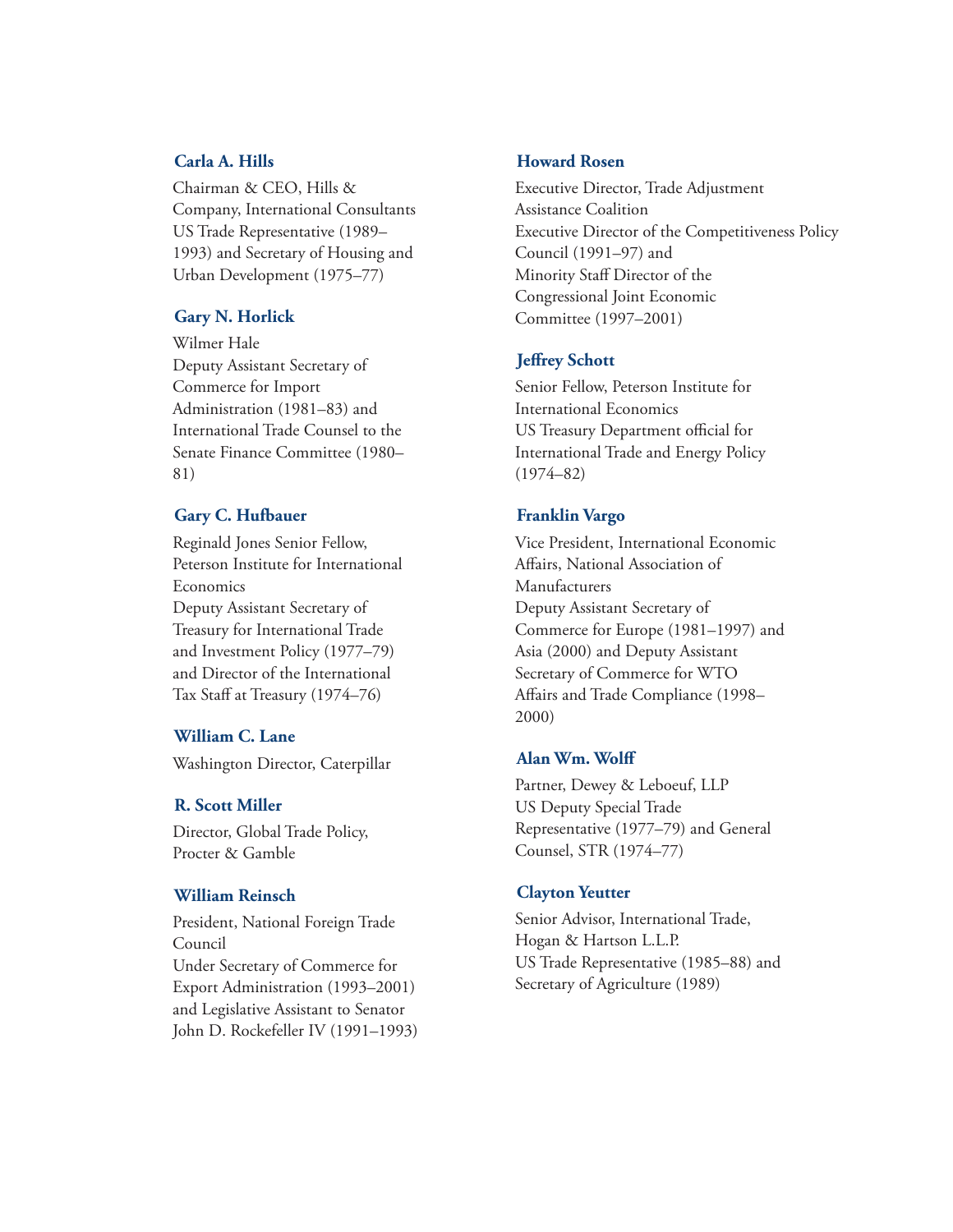**Carla A. Hills**

Chairman & CEO, Hills & Company, International Consultants
US Trade Representative (1989–1993) and Secretary of Housing and Urban Development (1975–77)

**Gary N. Horlick**

Wilmer Hale
Deputy Assistant Secretary of Commerce for Import Administration (1981–83) and International Trade Counsel to the Senate Finance Committee (1980–81)

**Gary C. Hufbauer**

Reginald Jones Senior Fellow, Peterson Institute for International Economics
Deputy Assistant Secretary of Treasury for International Trade and Investment Policy (1977–79) and Director of the International Tax Staff at Treasury (1974–76)

**William C. Lane**

Washington Director, Caterpillar

**R. Scott Miller**

Director, Global Trade Policy, Procter & Gamble

**William Reinsch**

President, National Foreign Trade Council
Under Secretary of Commerce for Export Administration (1993–2001) and Legislative Assistant to Senator John D. Rockefeller IV (1991–1993)

**Howard Rosen**

Executive Director, Trade Adjustment Assistance Coalition
Executive Director of the Competitiveness Policy Council (1991–97) and Minority Staff Director of the Congressional Joint Economic Committee (1997–2001)

**Jeffrey Schott**

Senior Fellow, Peterson Institute for International Economics
US Treasury Department official for International Trade and Energy Policy (1974–82)

**Franklin Vargo**

Vice President, International Economic Affairs, National Association of Manufacturers
Deputy Assistant Secretary of Commerce for Europe (1981–1997) and Asia (2000) and Deputy Assistant Secretary of Commerce for WTO Affairs and Trade Compliance (1998–2000)

**Alan Wm. Wolff**

Partner, Dewey & Leboeuf, LLP
US Deputy Special Trade Representative (1977–79) and General Counsel, STR (1974–77)

**Clayton Yeutter**

Senior Advisor, International Trade, Hogan & Hartson L.L.P.
US Trade Representative (1985–88) and Secretary of Agriculture (1989)